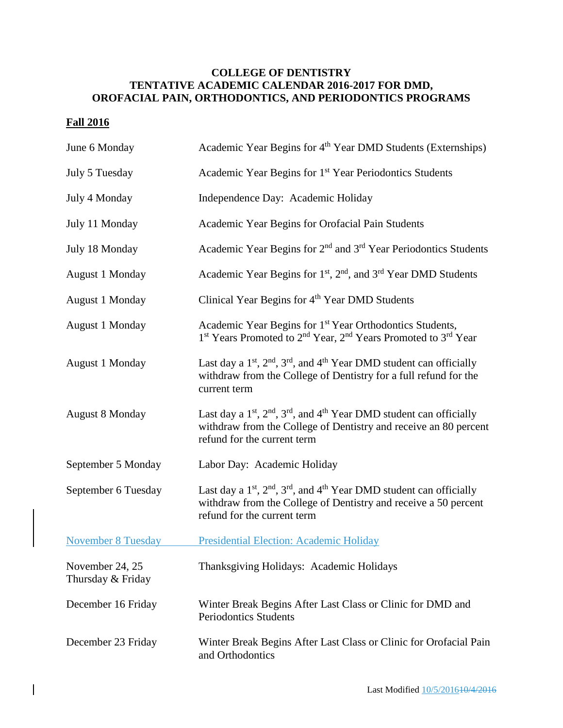**COLLEGE OF DENTISTRY**
**TENTATIVE ACADEMIC CALENDAR 2016-2017 FOR DMD, OROFACIAL PAIN, ORTHODONTICS, AND PERIODONTICS PROGRAMS**

## Fall 2016

| | |
|---|---|
| June 6 Monday | Academic Year Begins for 4th Year DMD Students (Externships) |
| July 5 Tuesday | Academic Year Begins for 1st Year Periodontics Students |
| July 4 Monday | Independence Day: Academic Holiday |
| July 11 Monday | Academic Year Begins for Orofacial Pain Students |
| July 18 Monday | Academic Year Begins for 2nd and 3rd Year Periodontics Students |
| August 1 Monday | Academic Year Begins for 1st, 2nd, and 3rd Year DMD Students |
| August 1 Monday | Clinical Year Begins for 4th Year DMD Students |
| August 1 Monday | Academic Year Begins for 1st Year Orthodontics Students, 1st Years Promoted to 2nd Year, 2nd Years Promoted to 3rd Year |
| August 1 Monday | Last day a 1st, 2nd, 3rd, and 4th Year DMD student can officially withdraw from the College of Dentistry for a full refund for the current term |
| August 8 Monday | Last day a 1st, 2nd, 3rd, and 4th Year DMD student can officially withdraw from the College of Dentistry and receive an 80 percent refund for the current term |
| September 5 Monday | Labor Day: Academic Holiday |
| September 6 Tuesday | Last day a 1st, 2nd, 3rd, and 4th Year DMD student can officially withdraw from the College of Dentistry and receive a 50 percent refund for the current term |
| November 8 Tuesday | Presidential Election: Academic Holiday |
| November 24, 25 Thursday & Friday | Thanksgiving Holidays: Academic Holidays |
| December 16 Friday | Winter Break Begins After Last Class or Clinic for DMD and Periodontics Students |
| December 23 Friday | Winter Break Begins After Last Class or Clinic for Orofacial Pain and Orthodontics |

Last Modified 10/5/2016~~10/4/2016~~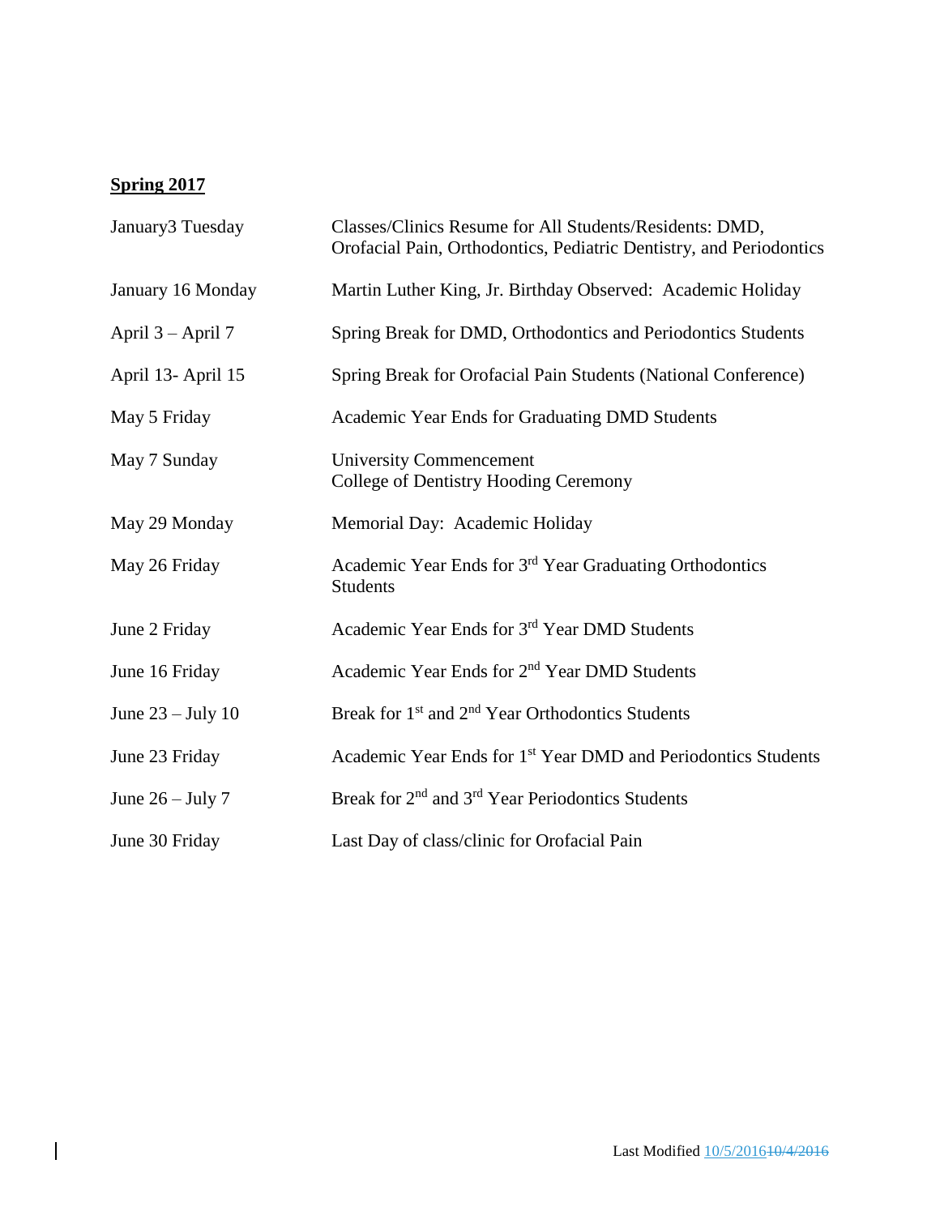**Spring 2017**

| | |
|---|---|
| January3 Tuesday | Classes/Clinics Resume for All Students/Residents: DMD, Orofacial Pain, Orthodontics, Pediatric Dentistry, and Periodontics |
| January 16 Monday | Martin Luther King, Jr. Birthday Observed: Academic Holiday |
| April 3 – April 7 | Spring Break for DMD, Orthodontics and Periodontics Students |
| April 13- April 15 | Spring Break for Orofacial Pain Students (National Conference) |
| May 5 Friday | Academic Year Ends for Graduating DMD Students |
| May 7 Sunday | University Commencement<br>College of Dentistry Hooding Ceremony |
| May 29 Monday | Memorial Day: Academic Holiday |
| May 26 Friday | Academic Year Ends for 3rd Year Graduating Orthodontics Students |
| June 2 Friday | Academic Year Ends for 3rd Year DMD Students |
| June 16 Friday | Academic Year Ends for 2nd Year DMD Students |
| June 23 – July 10 | Break for 1st and 2nd Year Orthodontics Students |
| June 23 Friday | Academic Year Ends for 1st Year DMD and Periodontics Students |
| June 26 – July 7 | Break for 2nd and 3rd Year Periodontics Students |
| June 30 Friday | Last Day of class/clinic for Orofacial Pain |

Last Modified 10/5/2016~~10/4/2016~~